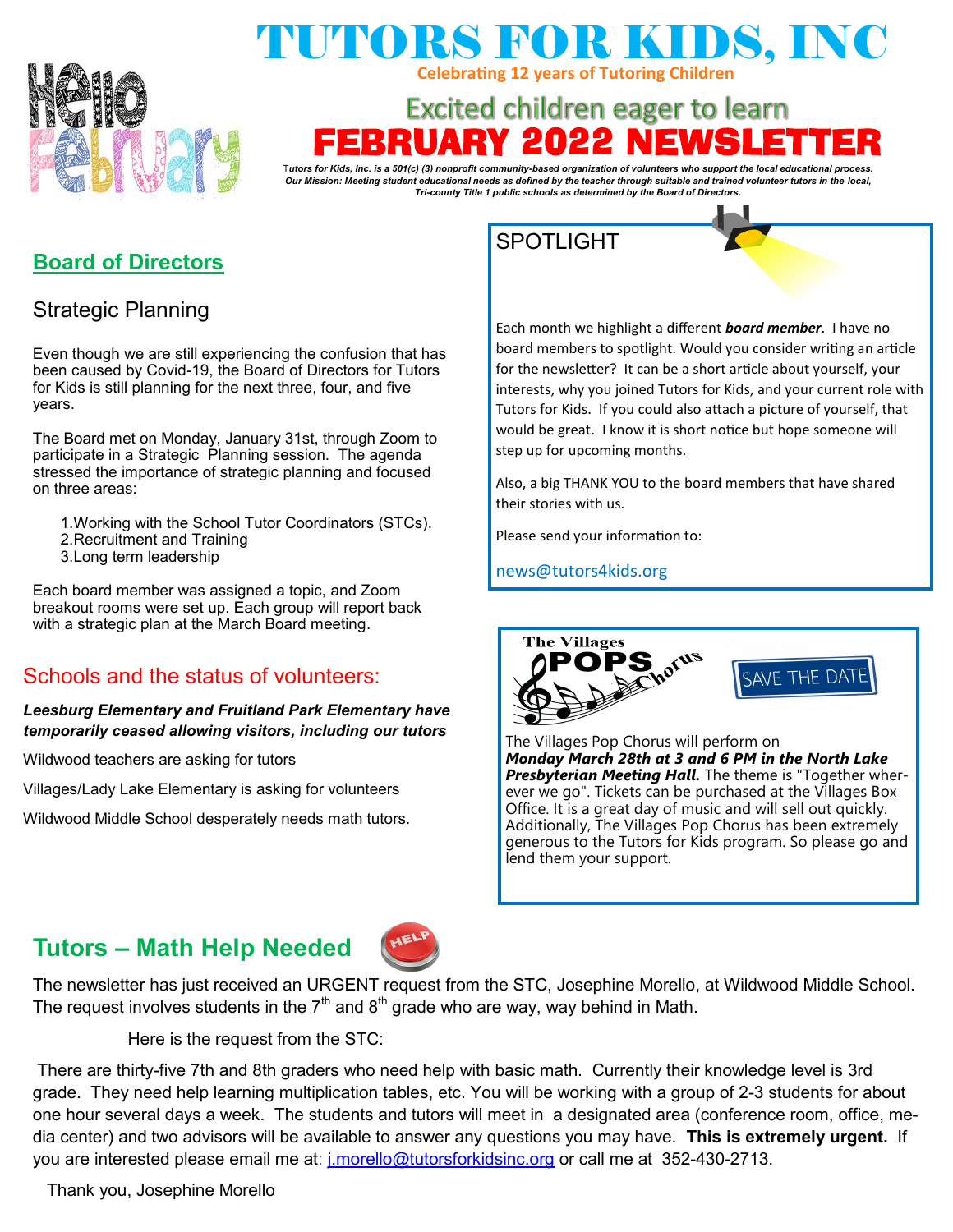# TUTORS FOR KIDS, INC

**Celebrating 12 years of Tutoring Children**

Excited children eager to learn

# FEBRUARY 2022 NEWSLETTER

*Tutors for Kids, Inc. is a 501(c) (3) nonprofit community-based organization of volunteers who support the local educational process. Our Mission: Meeting student educational needs as defined by the teacher through suitable and trained volunteer tutors in the local, Tri-county Title 1 public schools as determined by the Board of Directors.*

## Board of Directors

### Strategic Planning

Even though we are still experiencing the confusion that has been caused by Covid-19, the Board of Directors for Tutors for Kids is still planning for the next three, four, and five years.

The Board met on Monday, January 31st, through Zoom to participate in a Strategic Planning session. The agenda stressed the importance of strategic planning and focused on three areas:

1. Working with the School Tutor Coordinators (STCs).
2. Recruitment and Training
3. Long term leadership

Each board member was assigned a topic, and Zoom breakout rooms were set up. Each group will report back with a strategic plan at the March Board meeting.

### Schools and the status of volunteers:

***Leesburg Elementary and Fruitland Park Elementary have temporarily ceased allowing visitors, including our tutors***

Wildwood teachers are asking for tutors

Villages/Lady Lake Elementary is asking for volunteers

Wildwood Middle School desperately needs math tutors.

## SPOTLIGHT

Each month we highlight a different ***board member***. I have no board members to spotlight. Would you consider writing an article for the newsletter? It can be a short article about yourself, your interests, why you joined Tutors for Kids, and your current role with Tutors for Kids. If you could also attach a picture of yourself, that would be great. I know it is short notice but hope someone will step up for upcoming months.

Also, a big THANK YOU to the board members that have shared their stories with us.

Please send your information to:

news@tutors4kids.org

The Villages POPS Chorus

SAVE THE DATE

The Villages Pop Chorus will perform on ***Monday March 28th at 3 and 6 PM in the North Lake Presbyterian Meeting Hall.*** The theme is "Together wherever we go". Tickets can be purchased at the Villages Box Office. It is a great day of music and will sell out quickly. Additionally, The Villages Pop Chorus has been extremely generous to the Tutors for Kids program. So please go and lend them your support.

## Tutors – Math Help Needed

The newsletter has just received an URGENT request from the STC, Josephine Morello, at Wildwood Middle School. The request involves students in the 7th and 8th grade who are way, way behind in Math.

Here is the request from the STC:

There are thirty-five 7th and 8th graders who need help with basic math. Currently their knowledge level is 3rd grade. They need help learning multiplication tables, etc. You will be working with a group of 2-3 students for about one hour several days a week. The students and tutors will meet in a designated area (conference room, office, media center) and two advisors will be available to answer any questions you may have. **This is extremely urgent.** If you are interested please email me at: j.morello@tutorsforkidsinc.org or call me at 352-430-2713.

Thank you, Josephine Morello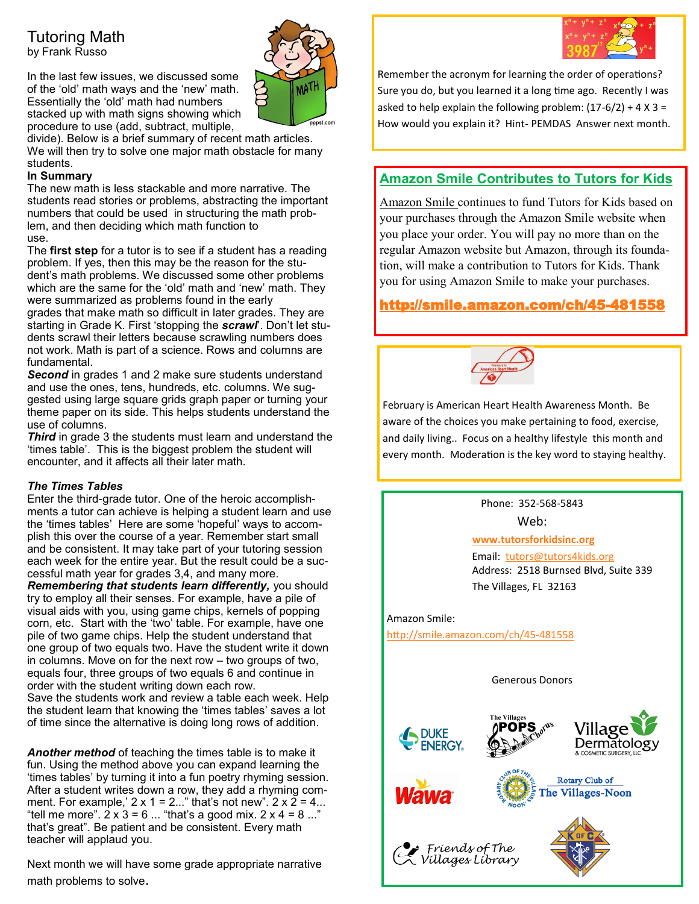# Tutoring Math

by Frank Russo

In the last few issues, we discussed some of the 'old' math ways and the 'new' math. Essentially the 'old' math had numbers stacked up with math signs showing which procedure to use (add, subtract, multiple, divide). Below is a brief summary of recent math articles. We will then try to solve one major math obstacle for many students.

**In Summary**

The new math is less stackable and more narrative. The students read stories or problems, abstracting the important numbers that could be used in structuring the math problem, and then deciding which math function to use.

The **first step** for a tutor is to see if a student has a reading problem. If yes, then this may be the reason for the student's math problems. We discussed some other problems which are the same for the 'old' math and 'new' math. They were summarized as problems found in the early grades that make math so difficult in later grades. They are starting in Grade K. First 'stopping the ***scrawl***'. Don't let students scrawl their letters because scrawling numbers does not work. Math is part of a science. Rows and columns are fundamental.

***Second*** in grades 1 and 2 make sure students understand and use the ones, tens, hundreds, etc. columns. We suggested using large square grids graph paper or turning your theme paper on its side. This helps students understand the use of columns.

***Third*** in grade 3 the students must learn and understand the 'times table'. This is the biggest problem the student will encounter, and it affects all their later math.

### *The Times Tables*

Enter the third-grade tutor. One of the heroic accomplishments a tutor can achieve is helping a student learn and use the 'times tables' Here are some 'hopeful' ways to accomplish this over the course of a year. Remember start small and be consistent. It may take part of your tutoring session each week for the entire year. But the result could be a successful math year for grades 3,4, and many more.

***Remembering that students learn differently,*** you should try to employ all their senses. For example, have a pile of visual aids with you, using game chips, kernels of popping corn, etc. Start with the 'two' table. For example, have one pile of two game chips. Help the student understand that one group of two equals two. Have the student write it down in columns. Move on for the next row – two groups of two, equals four, three groups of two equals 6 and continue in order with the student writing down each row.

Save the students work and review a table each week. Help the student learn that knowing the 'times tables' saves a lot of time since the alternative is doing long rows of addition.

***Another method*** of teaching the times table is to make it fun. Using the method above you can expand learning the 'times tables' by turning it into a fun poetry rhyming session. After a student writes down a row, they add a rhyming comment. For example,' 2 x 1 = 2..." that's not new". 2 x 2 = 4... "tell me more". 2 x 3 = 6 ... "that's a good mix. 2 x 4 = 8 ..." that's great". Be patient and be consistent. Every math teacher will applaud you.

Next month we will have some grade appropriate narrative math problems to solve.

---

Remember the acronym for learning the order of operations? Sure you do, but you learned it a long time ago. Recently I was asked to help explain the following problem: (17-6/2) + 4 X 3 = How would you explain it? Hint- PEMDAS Answer next month.

---

## Amazon Smile Contributes to Tutors for Kids

Amazon Smile continues to fund Tutors for Kids based on your purchases through the Amazon Smile website when you place your order. You will pay no more than on the regular Amazon website but Amazon, through its foundation, will make a contribution to Tutors for Kids. Thank you for using Amazon Smile to make your purchases.

**http://smile.amazon.com/ch/45-481558**

---

February is American Heart Health Awareness Month. Be aware of the choices you make pertaining to food, exercise, and daily living.. Focus on a healthy lifestyle this month and every month. Moderation is the key word to staying healthy.

---

Phone: 352-568-5843

Web:

www.tutorsforkidsinc.org

Email: tutors@tutors4kids.org

Address: 2518 Burnsed Blvd, Suite 339

The Villages, FL 32163

Amazon Smile:

http://smile.amazon.com/ch/45-481558

Generous Donors

Duke Energy

The Villages POPS Chorus

Village Dermatology & Cosmetic Surgery, LLC

Wawa

Rotary Club of The Villages-Noon

Friends of The Villages Library

K of C